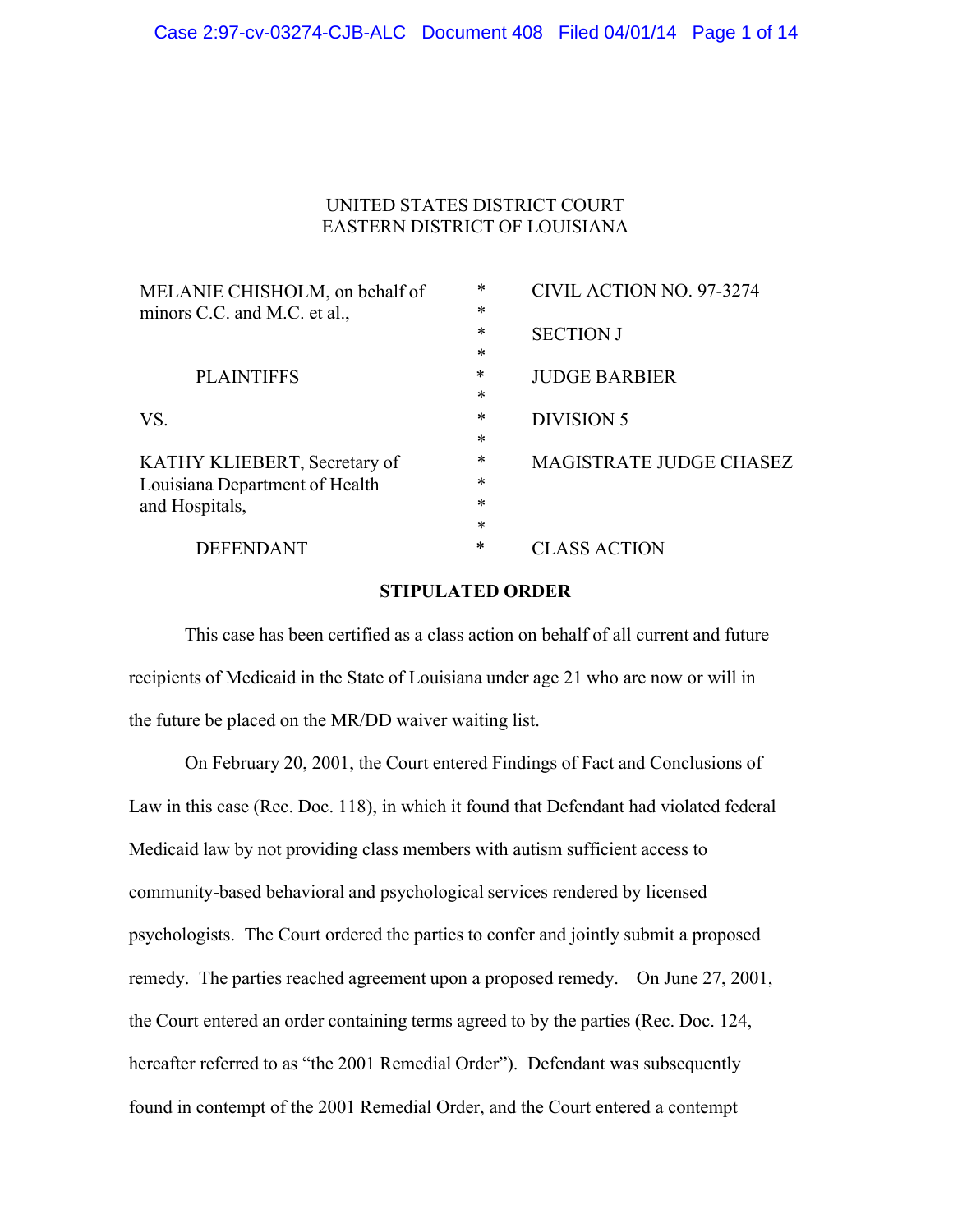UNITED STATES DISTRICT COURT
EASTERN DISTRICT OF LOUISIANA

| | | |
|---|---|---|
| MELANIE CHISHOLM, on behalf of minors C.C. and M.C. et al., | * | CIVIL ACTION NO. 97-3274 |
| | * | SECTION J |
| PLAINTIFFS | * | JUDGE BARBIER |
| VS. | * | DIVISION 5 |
| KATHY KLIEBERT, Secretary of Louisiana Department of Health and Hospitals, | * | MAGISTRATE JUDGE CHASEZ |
| DEFENDANT | * | CLASS ACTION |

**STIPULATED ORDER**

This case has been certified as a class action on behalf of all current and future recipients of Medicaid in the State of Louisiana under age 21 who are now or will in the future be placed on the MR/DD waiver waiting list.

On February 20, 2001, the Court entered Findings of Fact and Conclusions of Law in this case (Rec. Doc. 118), in which it found that Defendant had violated federal Medicaid law by not providing class members with autism sufficient access to community-based behavioral and psychological services rendered by licensed psychologists. The Court ordered the parties to confer and jointly submit a proposed remedy. The parties reached agreement upon a proposed remedy. On June 27, 2001, the Court entered an order containing terms agreed to by the parties (Rec. Doc. 124, hereafter referred to as "the 2001 Remedial Order"). Defendant was subsequently found in contempt of the 2001 Remedial Order, and the Court entered a contempt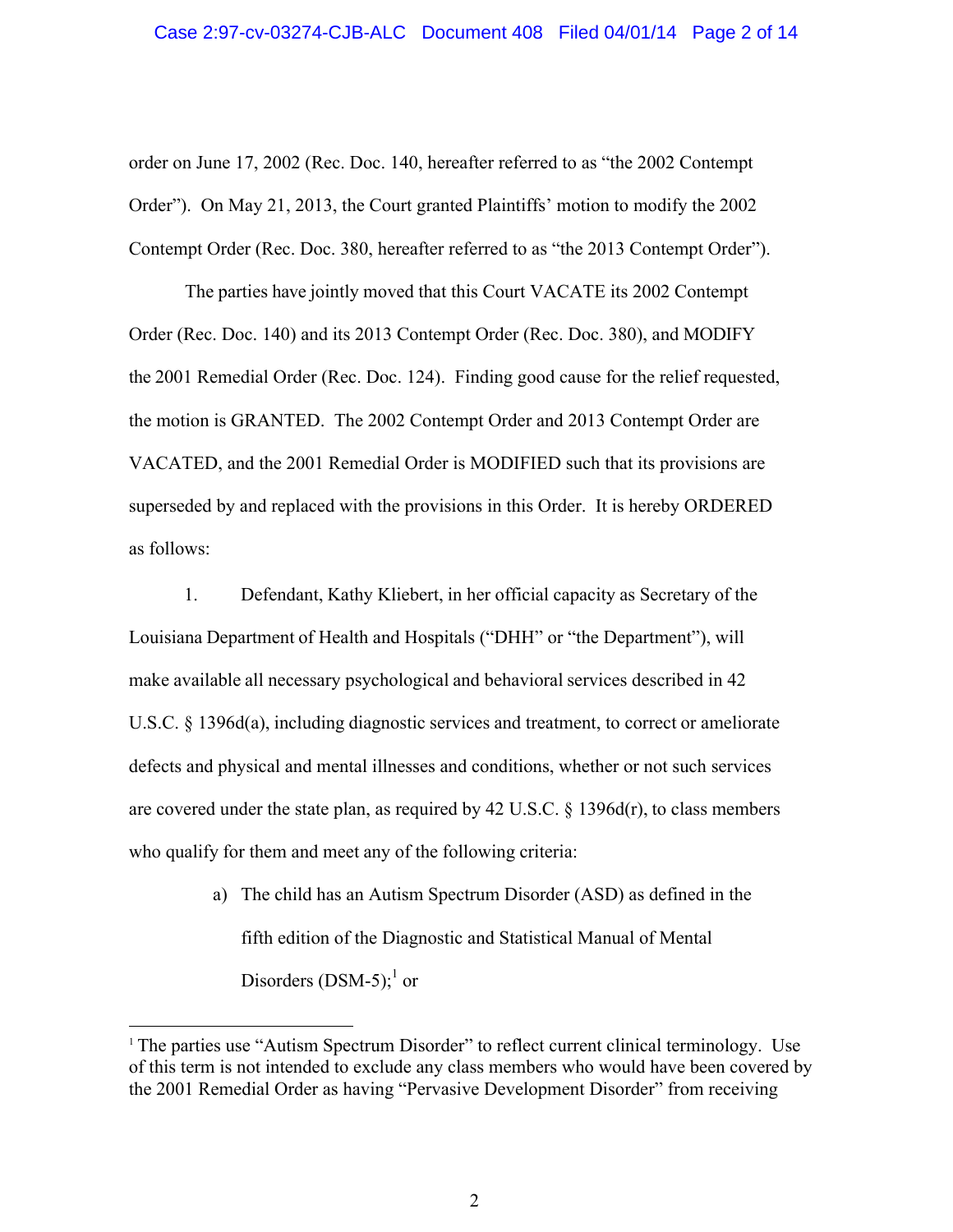order on June 17, 2002 (Rec. Doc. 140, hereafter referred to as "the 2002 Contempt Order"). On May 21, 2013, the Court granted Plaintiffs' motion to modify the 2002 Contempt Order (Rec. Doc. 380, hereafter referred to as "the 2013 Contempt Order").

The parties have jointly moved that this Court VACATE its 2002 Contempt Order (Rec. Doc. 140) and its 2013 Contempt Order (Rec. Doc. 380), and MODIFY the 2001 Remedial Order (Rec. Doc. 124). Finding good cause for the relief requested, the motion is GRANTED. The 2002 Contempt Order and 2013 Contempt Order are VACATED, and the 2001 Remedial Order is MODIFIED such that its provisions are superseded by and replaced with the provisions in this Order. It is hereby ORDERED as follows:

1. Defendant, Kathy Kliebert, in her official capacity as Secretary of the Louisiana Department of Health and Hospitals ("DHH" or "the Department"), will make available all necessary psychological and behavioral services described in 42 U.S.C. § 1396d(a), including diagnostic services and treatment, to correct or ameliorate defects and physical and mental illnesses and conditions, whether or not such services are covered under the state plan, as required by 42 U.S.C. § 1396d(r), to class members who qualify for them and meet any of the following criteria:

   a) The child has an Autism Spectrum Disorder (ASD) as defined in the fifth edition of the Diagnostic and Statistical Manual of Mental Disorders (DSM-5);[1] or

---

[1] The parties use "Autism Spectrum Disorder" to reflect current clinical terminology. Use of this term is not intended to exclude any class members who would have been covered by the 2001 Remedial Order as having "Pervasive Development Disorder" from receiving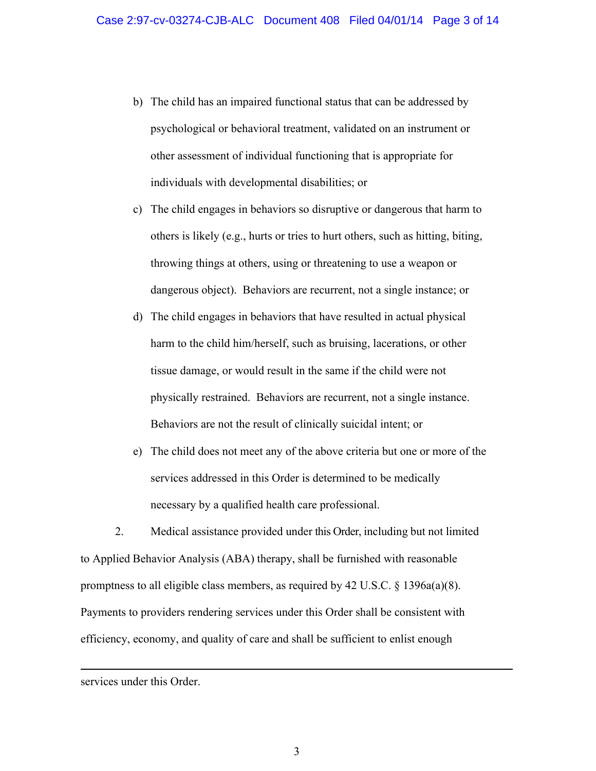b) The child has an impaired functional status that can be addressed by psychological or behavioral treatment, validated on an instrument or other assessment of individual functioning that is appropriate for individuals with developmental disabilities; or

c) The child engages in behaviors so disruptive or dangerous that harm to others is likely (e.g., hurts or tries to hurt others, such as hitting, biting, throwing things at others, using or threatening to use a weapon or dangerous object). Behaviors are recurrent, not a single instance; or

d) The child engages in behaviors that have resulted in actual physical harm to the child him/herself, such as bruising, lacerations, or other tissue damage, or would result in the same if the child were not physically restrained. Behaviors are recurrent, not a single instance. Behaviors are not the result of clinically suicidal intent; or

e) The child does not meet any of the above criteria but one or more of the services addressed in this Order is determined to be medically necessary by a qualified health care professional.

2. Medical assistance provided under this Order, including but not limited to Applied Behavior Analysis (ABA) therapy, shall be furnished with reasonable promptness to all eligible class members, as required by 42 U.S.C. § 1396a(a)(8). Payments to providers rendering services under this Order shall be consistent with efficiency, economy, and quality of care and shall be sufficient to enlist enough

---

services under this Order.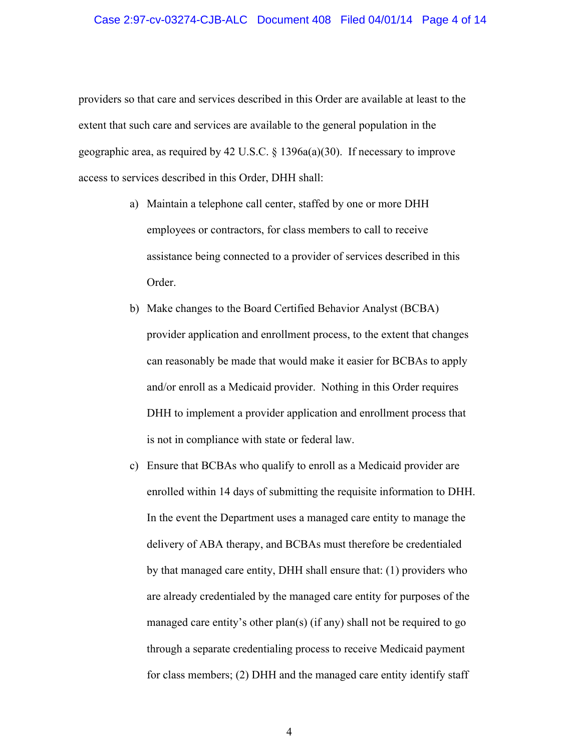providers so that care and services described in this Order are available at least to the extent that such care and services are available to the general population in the geographic area, as required by 42 U.S.C. § 1396a(a)(30). If necessary to improve access to services described in this Order, DHH shall:

a) Maintain a telephone call center, staffed by one or more DHH employees or contractors, for class members to call to receive assistance being connected to a provider of services described in this Order.

b) Make changes to the Board Certified Behavior Analyst (BCBA) provider application and enrollment process, to the extent that changes can reasonably be made that would make it easier for BCBAs to apply and/or enroll as a Medicaid provider. Nothing in this Order requires DHH to implement a provider application and enrollment process that is not in compliance with state or federal law.

c) Ensure that BCBAs who qualify to enroll as a Medicaid provider are enrolled within 14 days of submitting the requisite information to DHH. In the event the Department uses a managed care entity to manage the delivery of ABA therapy, and BCBAs must therefore be credentialed by that managed care entity, DHH shall ensure that: (1) providers who are already credentialed by the managed care entity for purposes of the managed care entity's other plan(s) (if any) shall not be required to go through a separate credentialing process to receive Medicaid payment for class members; (2) DHH and the managed care entity identify staff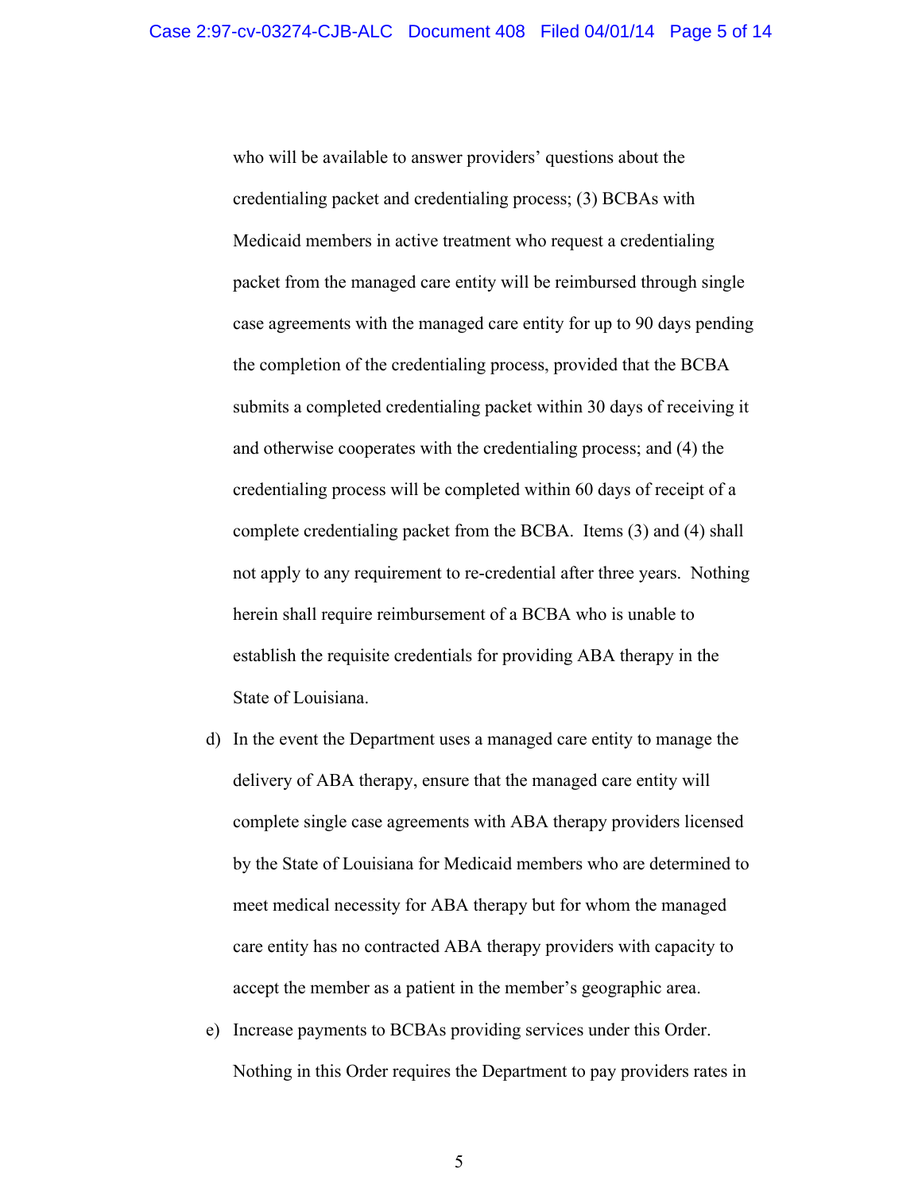who will be available to answer providers' questions about the credentialing packet and credentialing process; (3) BCBAs with Medicaid members in active treatment who request a credentialing packet from the managed care entity will be reimbursed through single case agreements with the managed care entity for up to 90 days pending the completion of the credentialing process, provided that the BCBA submits a completed credentialing packet within 30 days of receiving it and otherwise cooperates with the credentialing process; and (4) the credentialing process will be completed within 60 days of receipt of a complete credentialing packet from the BCBA. Items (3) and (4) shall not apply to any requirement to re-credential after three years. Nothing herein shall require reimbursement of a BCBA who is unable to establish the requisite credentials for providing ABA therapy in the State of Louisiana.

d) In the event the Department uses a managed care entity to manage the delivery of ABA therapy, ensure that the managed care entity will complete single case agreements with ABA therapy providers licensed by the State of Louisiana for Medicaid members who are determined to meet medical necessity for ABA therapy but for whom the managed care entity has no contracted ABA therapy providers with capacity to accept the member as a patient in the member's geographic area.

e) Increase payments to BCBAs providing services under this Order. Nothing in this Order requires the Department to pay providers rates in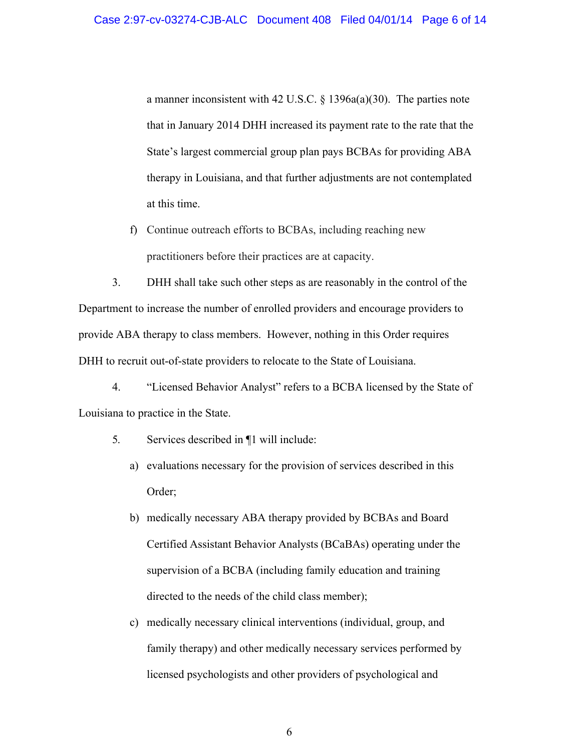a manner inconsistent with 42 U.S.C. § 1396a(a)(30). The parties note that in January 2014 DHH increased its payment rate to the rate that the State's largest commercial group plan pays BCBAs for providing ABA therapy in Louisiana, and that further adjustments are not contemplated at this time.

f) Continue outreach efforts to BCBAs, including reaching new practitioners before their practices are at capacity.

3. DHH shall take such other steps as are reasonably in the control of the Department to increase the number of enrolled providers and encourage providers to provide ABA therapy to class members. However, nothing in this Order requires DHH to recruit out-of-state providers to relocate to the State of Louisiana.

4. "Licensed Behavior Analyst" refers to a BCBA licensed by the State of Louisiana to practice in the State.

5. Services described in ¶1 will include:

a) evaluations necessary for the provision of services described in this Order;

b) medically necessary ABA therapy provided by BCBAs and Board Certified Assistant Behavior Analysts (BCaBAs) operating under the supervision of a BCBA (including family education and training directed to the needs of the child class member);

c) medically necessary clinical interventions (individual, group, and family therapy) and other medically necessary services performed by licensed psychologists and other providers of psychological and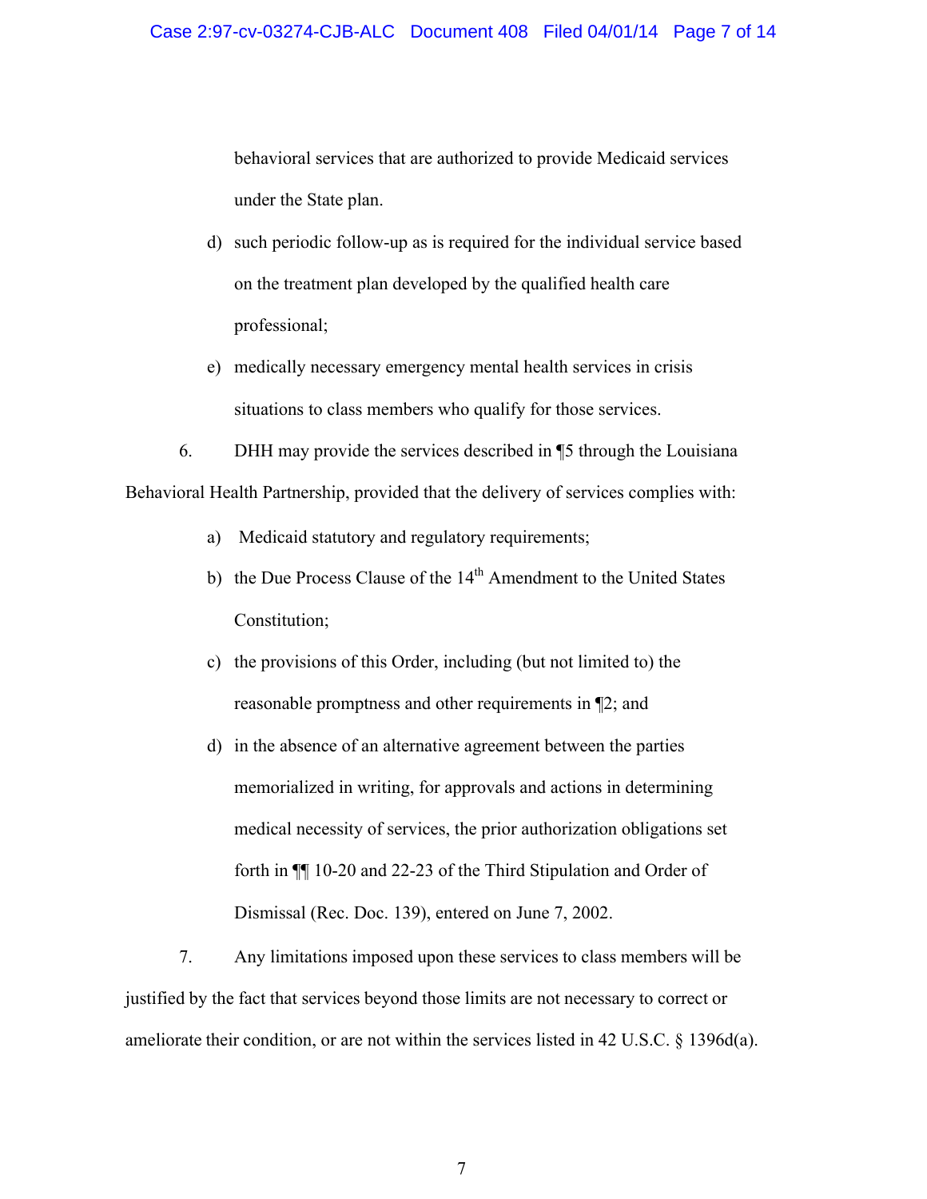behavioral services that are authorized to provide Medicaid services under the State plan.

d) such periodic follow-up as is required for the individual service based on the treatment plan developed by the qualified health care professional;

e) medically necessary emergency mental health services in crisis situations to class members who qualify for those services.

6. DHH may provide the services described in ¶5 through the Louisiana Behavioral Health Partnership, provided that the delivery of services complies with:

a) Medicaid statutory and regulatory requirements;

b) the Due Process Clause of the 14th Amendment to the United States Constitution;

c) the provisions of this Order, including (but not limited to) the reasonable promptness and other requirements in ¶2; and

d) in the absence of an alternative agreement between the parties memorialized in writing, for approvals and actions in determining medical necessity of services, the prior authorization obligations set forth in ¶¶ 10-20 and 22-23 of the Third Stipulation and Order of Dismissal (Rec. Doc. 139), entered on June 7, 2002.

7. Any limitations imposed upon these services to class members will be justified by the fact that services beyond those limits are not necessary to correct or ameliorate their condition, or are not within the services listed in 42 U.S.C. § 1396d(a).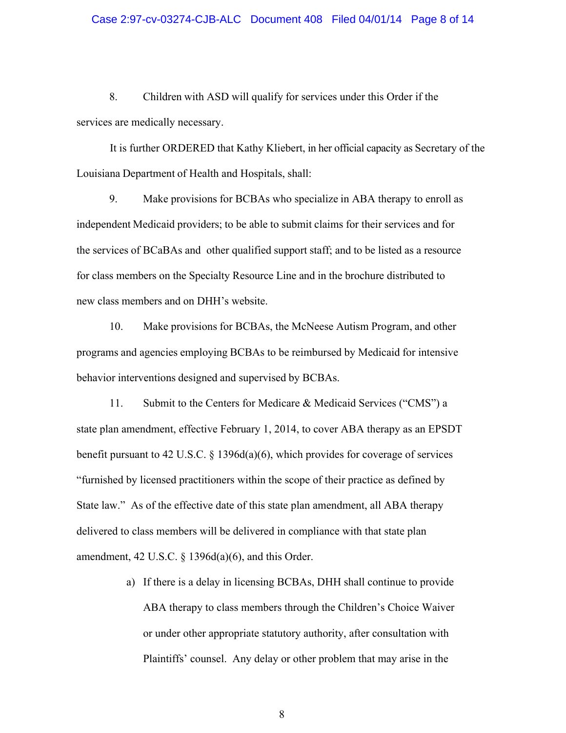8. Children with ASD will qualify for services under this Order if the services are medically necessary.

It is further ORDERED that Kathy Kliebert, in her official capacity as Secretary of the Louisiana Department of Health and Hospitals, shall:

9. Make provisions for BCBAs who specialize in ABA therapy to enroll as independent Medicaid providers; to be able to submit claims for their services and for the services of BCaBAs and other qualified support staff; and to be listed as a resource for class members on the Specialty Resource Line and in the brochure distributed to new class members and on DHH's website.

10. Make provisions for BCBAs, the McNeese Autism Program, and other programs and agencies employing BCBAs to be reimbursed by Medicaid for intensive behavior interventions designed and supervised by BCBAs.

11. Submit to the Centers for Medicare & Medicaid Services ("CMS") a state plan amendment, effective February 1, 2014, to cover ABA therapy as an EPSDT benefit pursuant to 42 U.S.C. § 1396d(a)(6), which provides for coverage of services "furnished by licensed practitioners within the scope of their practice as defined by State law." As of the effective date of this state plan amendment, all ABA therapy delivered to class members will be delivered in compliance with that state plan amendment, 42 U.S.C. § 1396d(a)(6), and this Order.

a) If there is a delay in licensing BCBAs, DHH shall continue to provide ABA therapy to class members through the Children's Choice Waiver or under other appropriate statutory authority, after consultation with Plaintiffs' counsel. Any delay or other problem that may arise in the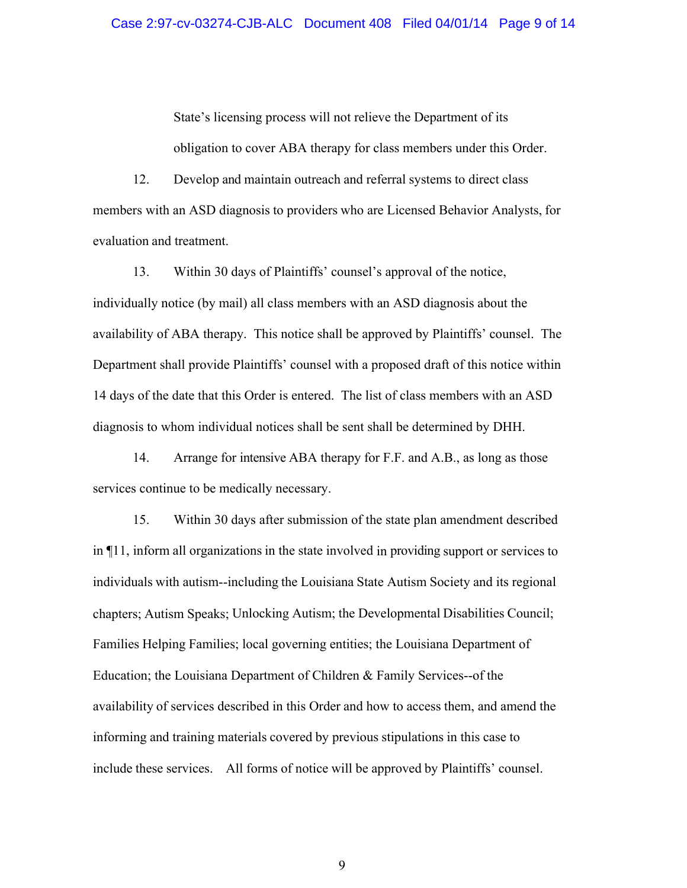State's licensing process will not relieve the Department of its obligation to cover ABA therapy for class members under this Order.

12. Develop and maintain outreach and referral systems to direct class members with an ASD diagnosis to providers who are Licensed Behavior Analysts, for evaluation and treatment.

13. Within 30 days of Plaintiffs' counsel's approval of the notice, individually notice (by mail) all class members with an ASD diagnosis about the availability of ABA therapy. This notice shall be approved by Plaintiffs' counsel. The Department shall provide Plaintiffs' counsel with a proposed draft of this notice within 14 days of the date that this Order is entered. The list of class members with an ASD diagnosis to whom individual notices shall be sent shall be determined by DHH.

14. Arrange for intensive ABA therapy for F.F. and A.B., as long as those services continue to be medically necessary.

15. Within 30 days after submission of the state plan amendment described in ¶11, inform all organizations in the state involved in providing support or services to individuals with autism--including the Louisiana State Autism Society and its regional chapters; Autism Speaks; Unlocking Autism; the Developmental Disabilities Council; Families Helping Families; local governing entities; the Louisiana Department of Education; the Louisiana Department of Children & Family Services--of the availability of services described in this Order and how to access them, and amend the informing and training materials covered by previous stipulations in this case to include these services. All forms of notice will be approved by Plaintiffs' counsel.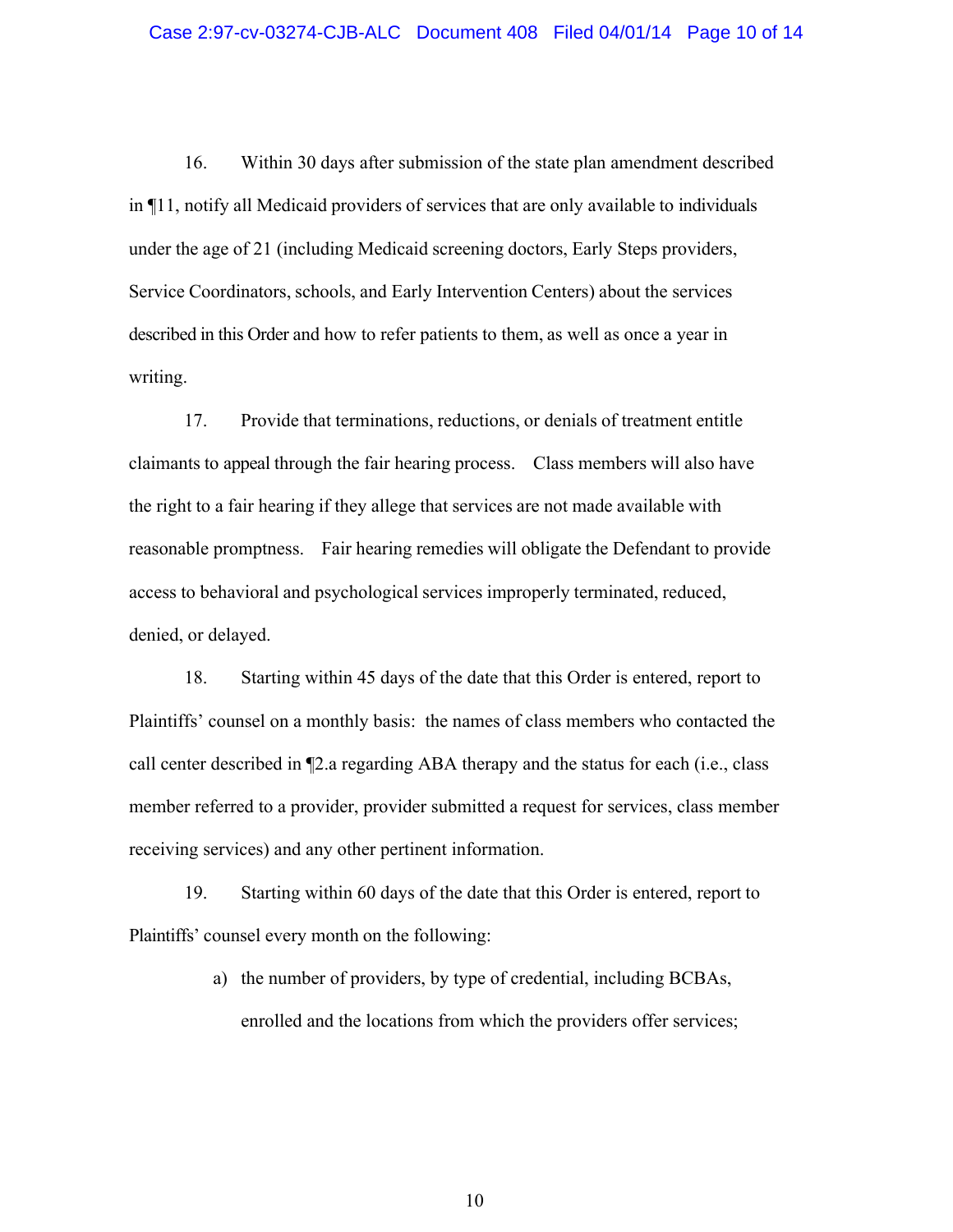16. Within 30 days after submission of the state plan amendment described in ¶11, notify all Medicaid providers of services that are only available to individuals under the age of 21 (including Medicaid screening doctors, Early Steps providers, Service Coordinators, schools, and Early Intervention Centers) about the services described in this Order and how to refer patients to them, as well as once a year in writing.

17. Provide that terminations, reductions, or denials of treatment entitle claimants to appeal through the fair hearing process. Class members will also have the right to a fair hearing if they allege that services are not made available with reasonable promptness. Fair hearing remedies will obligate the Defendant to provide access to behavioral and psychological services improperly terminated, reduced, denied, or delayed.

18. Starting within 45 days of the date that this Order is entered, report to Plaintiffs' counsel on a monthly basis: the names of class members who contacted the call center described in ¶2.a regarding ABA therapy and the status for each (i.e., class member referred to a provider, provider submitted a request for services, class member receiving services) and any other pertinent information.

19. Starting within 60 days of the date that this Order is entered, report to Plaintiffs' counsel every month on the following:

   a) the number of providers, by type of credential, including BCBAs, enrolled and the locations from which the providers offer services;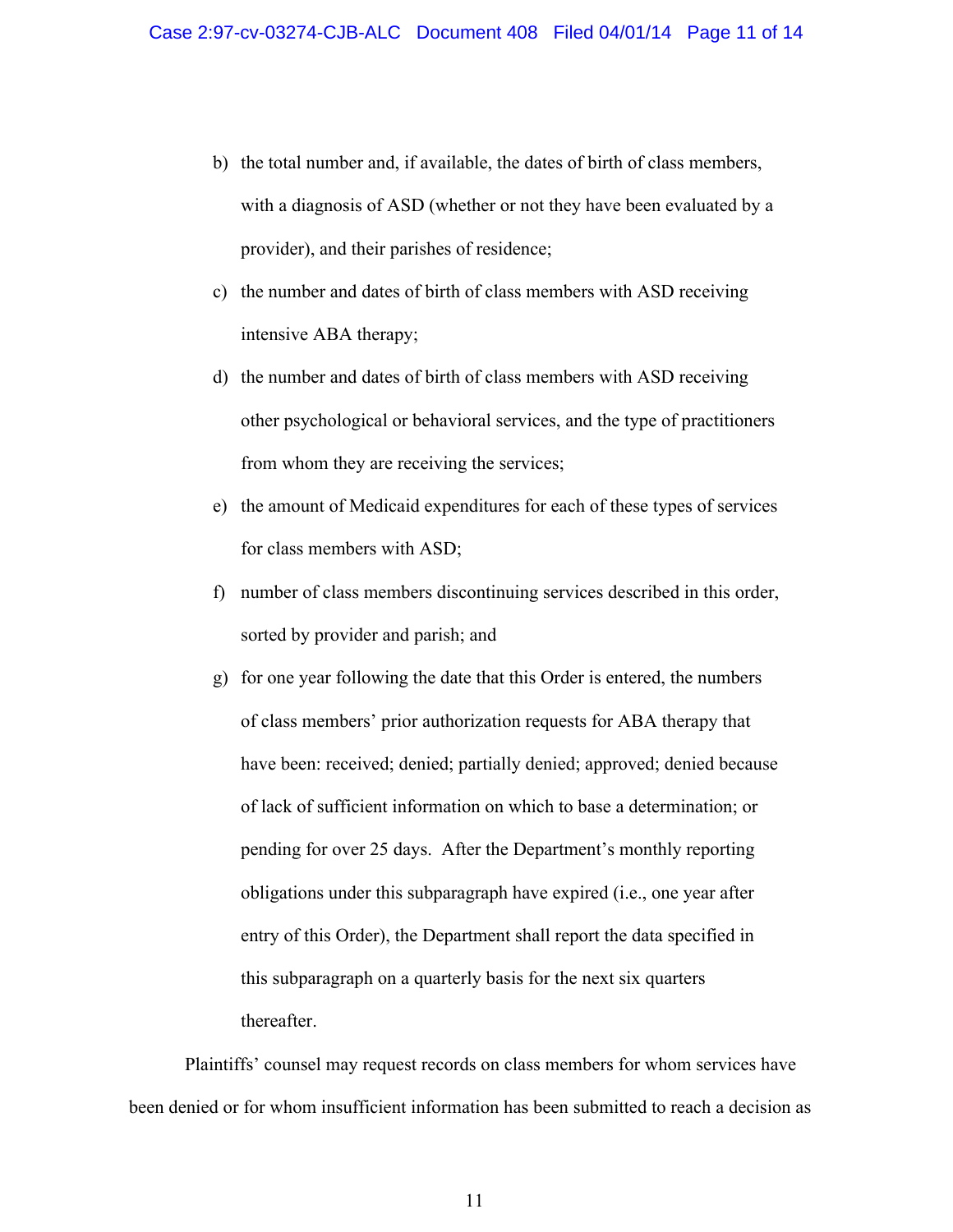b) the total number and, if available, the dates of birth of class members, with a diagnosis of ASD (whether or not they have been evaluated by a provider), and their parishes of residence;

c) the number and dates of birth of class members with ASD receiving intensive ABA therapy;

d) the number and dates of birth of class members with ASD receiving other psychological or behavioral services, and the type of practitioners from whom they are receiving the services;

e) the amount of Medicaid expenditures for each of these types of services for class members with ASD;

f) number of class members discontinuing services described in this order, sorted by provider and parish; and

g) for one year following the date that this Order is entered, the numbers of class members' prior authorization requests for ABA therapy that have been: received; denied; partially denied; approved; denied because of lack of sufficient information on which to base a determination; or pending for over 25 days. After the Department's monthly reporting obligations under this subparagraph have expired (i.e., one year after entry of this Order), the Department shall report the data specified in this subparagraph on a quarterly basis for the next six quarters thereafter.

Plaintiffs' counsel may request records on class members for whom services have been denied or for whom insufficient information has been submitted to reach a decision as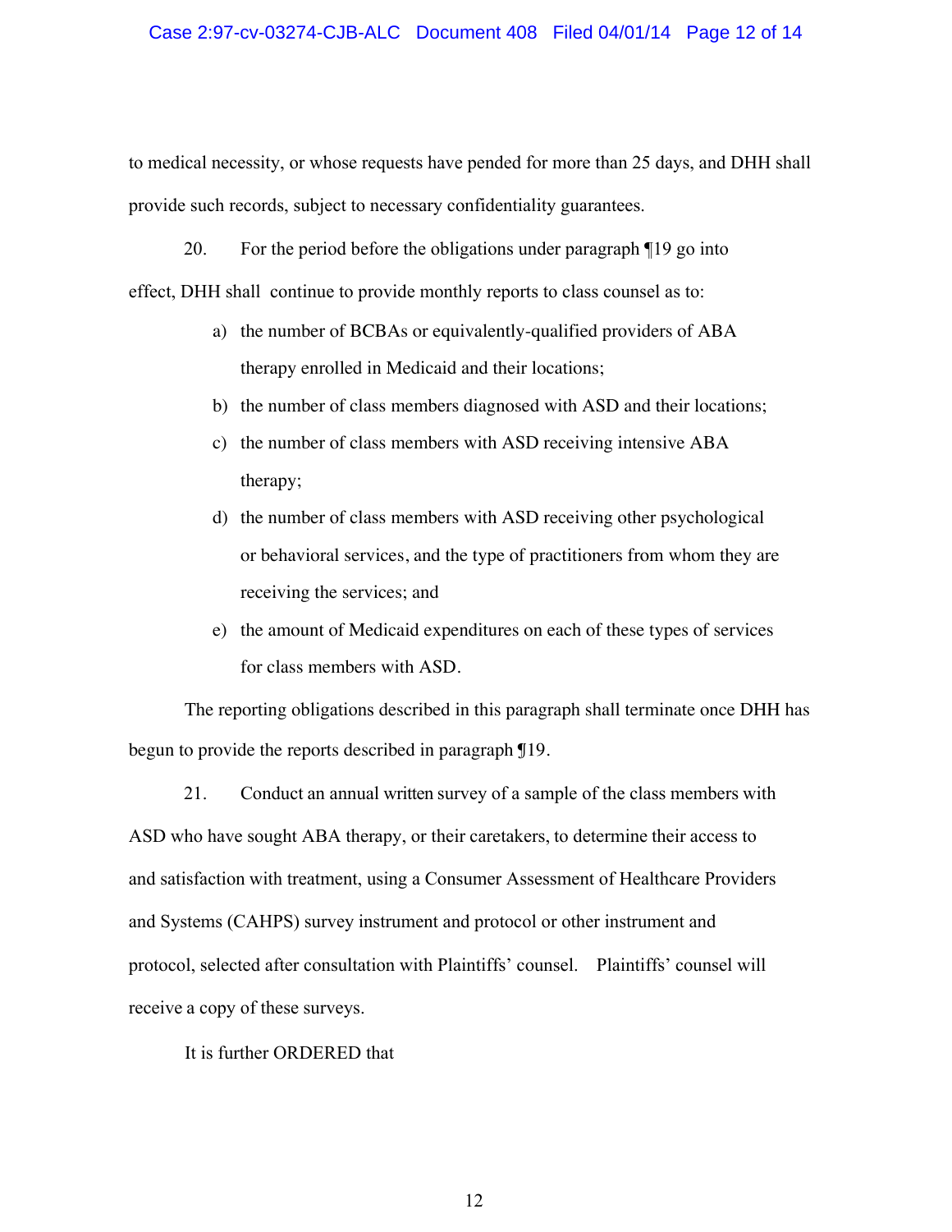to medical necessity, or whose requests have pended for more than 25 days, and DHH shall provide such records, subject to necessary confidentiality guarantees.

20. For the period before the obligations under paragraph ¶19 go into effect, DHH shall continue to provide monthly reports to class counsel as to:

a) the number of BCBAs or equivalently-qualified providers of ABA therapy enrolled in Medicaid and their locations;

b) the number of class members diagnosed with ASD and their locations;

c) the number of class members with ASD receiving intensive ABA therapy;

d) the number of class members with ASD receiving other psychological or behavioral services, and the type of practitioners from whom they are receiving the services; and

e) the amount of Medicaid expenditures on each of these types of services for class members with ASD.

The reporting obligations described in this paragraph shall terminate once DHH has begun to provide the reports described in paragraph ¶19.

21. Conduct an annual written survey of a sample of the class members with ASD who have sought ABA therapy, or their caretakers, to determine their access to and satisfaction with treatment, using a Consumer Assessment of Healthcare Providers and Systems (CAHPS) survey instrument and protocol or other instrument and protocol, selected after consultation with Plaintiffs' counsel. Plaintiffs' counsel will receive a copy of these surveys.

It is further ORDERED that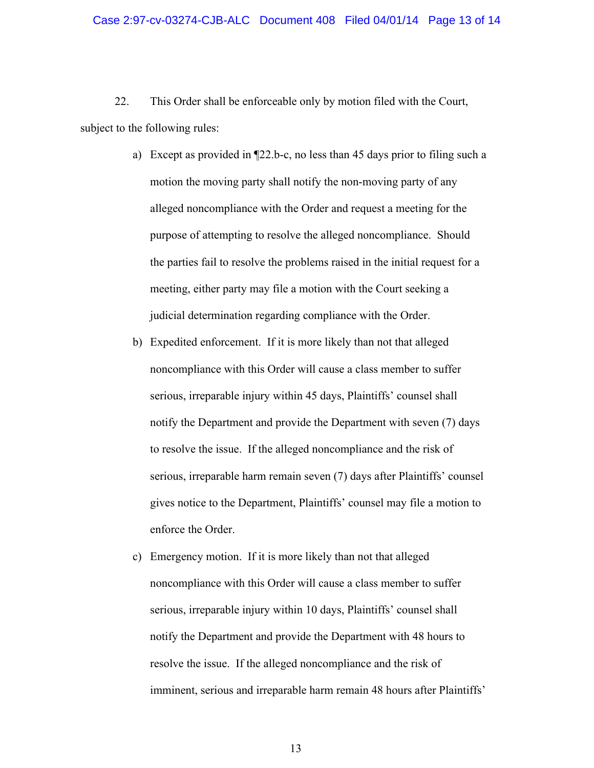22. This Order shall be enforceable only by motion filed with the Court, subject to the following rules:

a) Except as provided in ¶22.b-c, no less than 45 days prior to filing such a motion the moving party shall notify the non-moving party of any alleged noncompliance with the Order and request a meeting for the purpose of attempting to resolve the alleged noncompliance. Should the parties fail to resolve the problems raised in the initial request for a meeting, either party may file a motion with the Court seeking a judicial determination regarding compliance with the Order.

b) Expedited enforcement. If it is more likely than not that alleged noncompliance with this Order will cause a class member to suffer serious, irreparable injury within 45 days, Plaintiffs' counsel shall notify the Department and provide the Department with seven (7) days to resolve the issue. If the alleged noncompliance and the risk of serious, irreparable harm remain seven (7) days after Plaintiffs' counsel gives notice to the Department, Plaintiffs' counsel may file a motion to enforce the Order.

c) Emergency motion. If it is more likely than not that alleged noncompliance with this Order will cause a class member to suffer serious, irreparable injury within 10 days, Plaintiffs' counsel shall notify the Department and provide the Department with 48 hours to resolve the issue. If the alleged noncompliance and the risk of imminent, serious and irreparable harm remain 48 hours after Plaintiffs'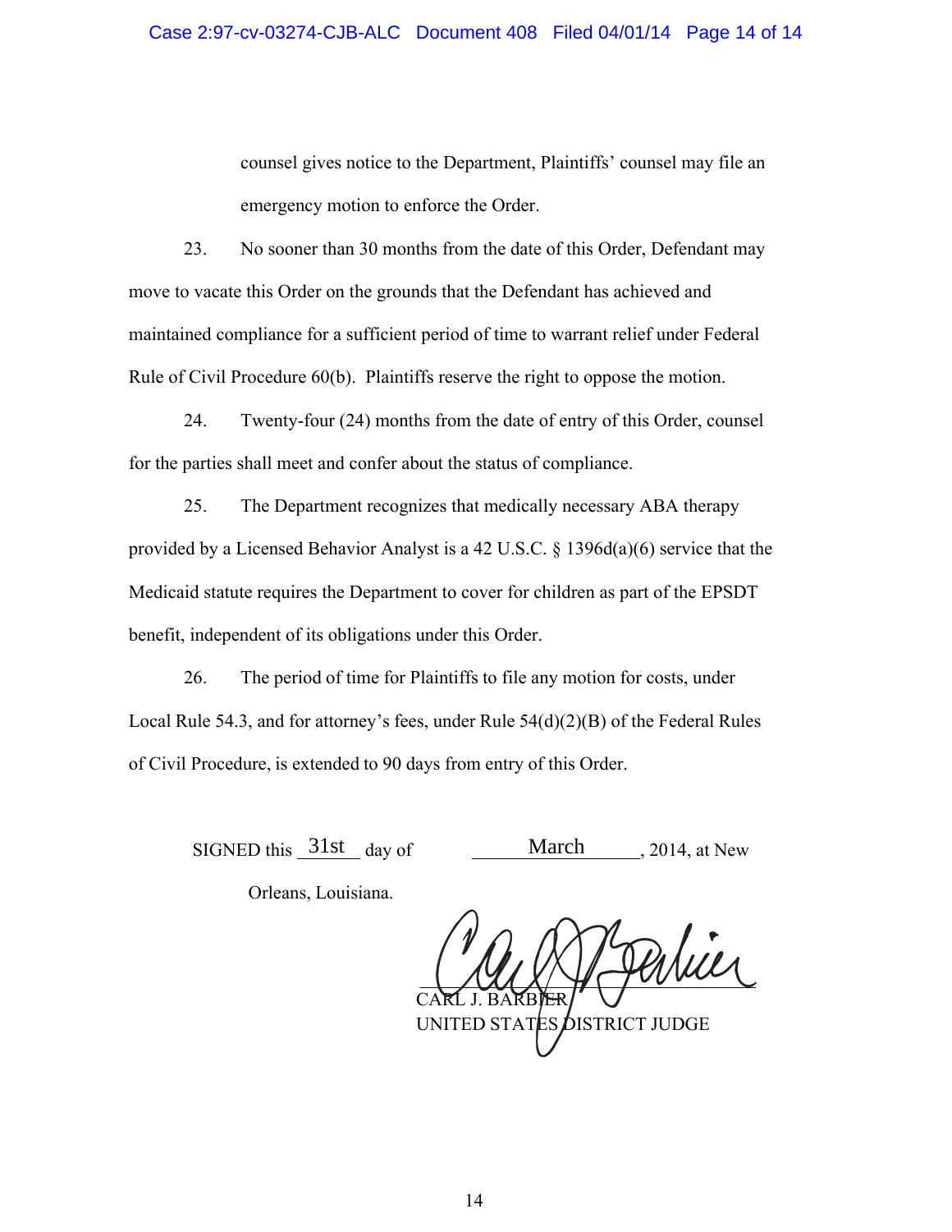counsel gives notice to the Department, Plaintiffs' counsel may file an emergency motion to enforce the Order.

23. No sooner than 30 months from the date of this Order, Defendant may move to vacate this Order on the grounds that the Defendant has achieved and maintained compliance for a sufficient period of time to warrant relief under Federal Rule of Civil Procedure 60(b). Plaintiffs reserve the right to oppose the motion.

24. Twenty-four (24) months from the date of entry of this Order, counsel for the parties shall meet and confer about the status of compliance.

25. The Department recognizes that medically necessary ABA therapy provided by a Licensed Behavior Analyst is a 42 U.S.C. § 1396d(a)(6) service that the Medicaid statute requires the Department to cover for children as part of the EPSDT benefit, independent of its obligations under this Order.

26. The period of time for Plaintiffs to file any motion for costs, under Local Rule 54.3, and for attorney's fees, under Rule 54(d)(2)(B) of the Federal Rules of Civil Procedure, is extended to 90 days from entry of this Order.

SIGNED this 31st day of March, 2014, at New Orleans, Louisiana.

CARL J. BARBIER
UNITED STATES DISTRICT JUDGE